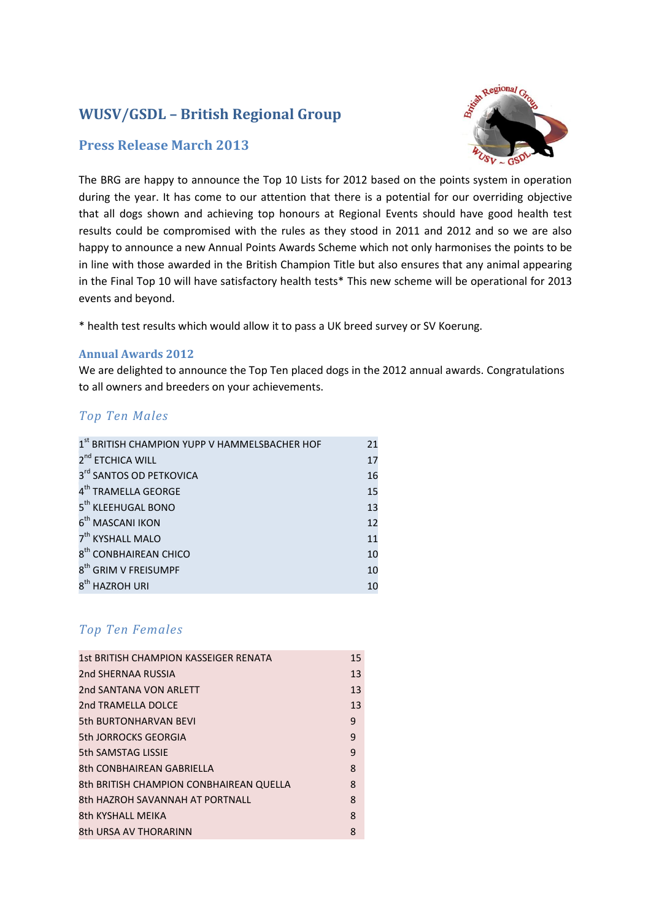# WUSV/GSDL – British Regional Group

## Press Release March 2013

The BRG are happy to announce the Top 10 Lists for 2012 based on the points system in operation during the year. It has come to our attention that there is a potential for our overriding objective that all dogs shown and achieving top honours at Regional Events should have good health test results could be compromised with the rules as they stood in 2011 and 2012 and so we are also happy to announce a new Annual Points Awards Scheme which not only harmonises the points to be in line with those awarded in the British Champion Title but also ensures that any animal appearing in the Final Top 10 will have satisfactory health tests* This new scheme will be operational for 2013 events and beyond.

* health test results which would allow it to pass a UK breed survey or SV Koerung.

### Annual Awards 2012

We are delighted to announce the Top Ten placed dogs in the 2012 annual awards. Congratulations to all owners and breeders on your achievements.

### *Top Ten Males*

| | |
|---|---|
| 1st BRITISH CHAMPION YUPP V HAMMELSBACHER HOF | 21 |
| 2nd ETCHICA WILL | 17 |
| 3rd SANTOS OD PETKOVICA | 16 |
| 4th TRAMELLA GEORGE | 15 |
| 5th KLEEHUGAL BONO | 13 |
| 6th MASCANI IKON | 12 |
| 7th KYSHALL MALO | 11 |
| 8th CONBHAIREAN CHICO | 10 |
| 8th GRIM V FREISUMPF | 10 |
| 8th HAZROH URI | 10 |

### *Top Ten Females*

| | |
|---|---|
| 1st BRITISH CHAMPION KASSEIGER RENATA | 15 |
| 2nd SHERNAA RUSSIA | 13 |
| 2nd SANTANA VON ARLETT | 13 |
| 2nd TRAMELLA DOLCE | 13 |
| 5th BURTONHARVAN BEVI | 9 |
| 5th JORROCKS GEORGIA | 9 |
| 5th SAMSTAG LISSIE | 9 |
| 8th CONBHAIREAN GABRIELLA | 8 |
| 8th BRITISH CHAMPION CONBHAIREAN QUELLA | 8 |
| 8th HAZROH SAVANNAH AT PORTNALL | 8 |
| 8th KYSHALL MEIKA | 8 |
| 8th URSA AV THORARINN | 8 |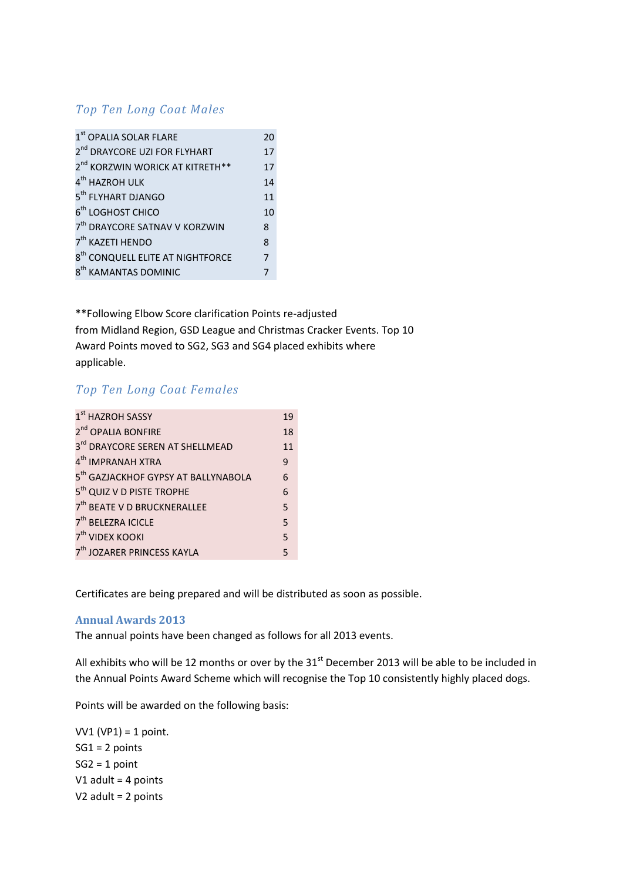## *Top Ten Long Coat Males*

| | |
|---|---|
| 1st OPALIA SOLAR FLARE | 20 |
| 2nd DRAYCORE UZI FOR FLYHART | 17 |
| 2nd KORZWIN WORICK AT KITRETH** | 17 |
| 4th HAZROH ULK | 14 |
| 5th FLYHART DJANGO | 11 |
| 6th LOGHOST CHICO | 10 |
| 7th DRAYCORE SATNAV V KORZWIN | 8 |
| 7th KAZETI HENDO | 8 |
| 8th CONQUELL ELITE AT NIGHTFORCE | 7 |
| 8th KAMANTAS DOMINIC | 7 |

**Following Elbow Score clarification Points re-adjusted from Midland Region, GSD League and Christmas Cracker Events. Top 10 Award Points moved to SG2, SG3 and SG4 placed exhibits where applicable.

## *Top Ten Long Coat Females*

| | |
|---|---|
| 1st HAZROH SASSY | 19 |
| 2nd OPALIA BONFIRE | 18 |
| 3rd DRAYCORE SEREN AT SHELLMEAD | 11 |
| 4th IMPRANAH XTRA | 9 |
| 5th GAZJACKHOF GYPSY AT BALLYNABOLA | 6 |
| 5th QUIZ V D PISTE TROPHE | 6 |
| 7th BEATE V D BRUCKNERALLEE | 5 |
| 7th BELEZRA ICICLE | 5 |
| 7th VIDEX KOOKI | 5 |
| 7th JOZARER PRINCESS KAYLA | 5 |

Certificates are being prepared and will be distributed as soon as possible.

## Annual Awards 2013

The annual points have been changed as follows for all 2013 events.

All exhibits who will be 12 months or over by the 31st December 2013 will be able to be included in the Annual Points Award Scheme which will recognise the Top 10 consistently highly placed dogs.

Points will be awarded on the following basis:

VV1 (VP1) = 1 point.
SG1 = 2 points
SG2 = 1 point
V1 adult = 4 points
V2 adult = 2 points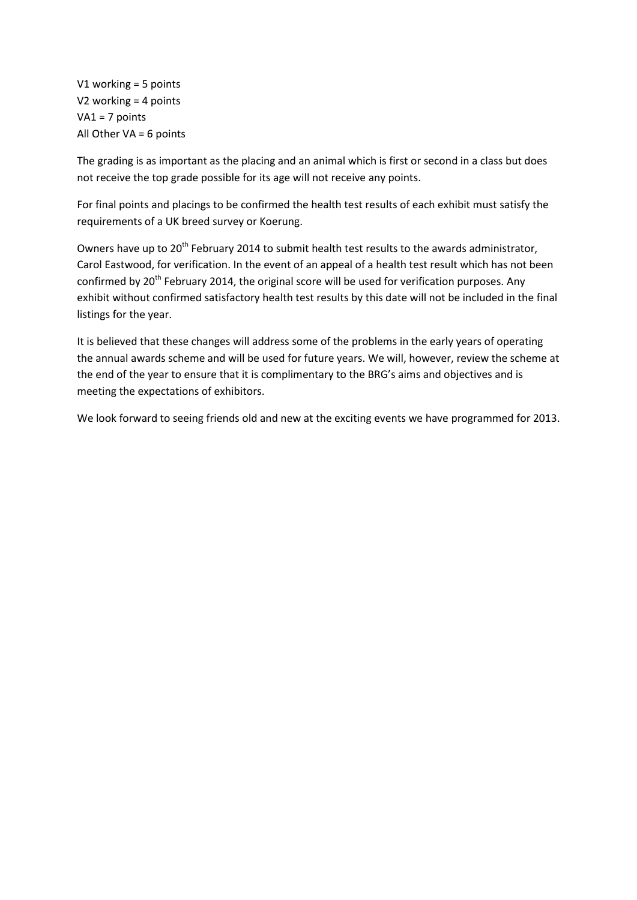V1 working = 5 points  
V2 working = 4 points  
VA1 = 7 points  
All Other VA = 6 points

The grading is as important as the placing and an animal which is first or second in a class but does not receive the top grade possible for its age will not receive any points.

For final points and placings to be confirmed the health test results of each exhibit must satisfy the requirements of a UK breed survey or Koerung.

Owners have up to 20th February 2014 to submit health test results to the awards administrator, Carol Eastwood, for verification. In the event of an appeal of a health test result which has not been confirmed by 20th February 2014, the original score will be used for verification purposes. Any exhibit without confirmed satisfactory health test results by this date will not be included in the final listings for the year.

It is believed that these changes will address some of the problems in the early years of operating the annual awards scheme and will be used for future years. We will, however, review the scheme at the end of the year to ensure that it is complimentary to the BRG's aims and objectives and is meeting the expectations of exhibitors.

We look forward to seeing friends old and new at the exciting events we have programmed for 2013.